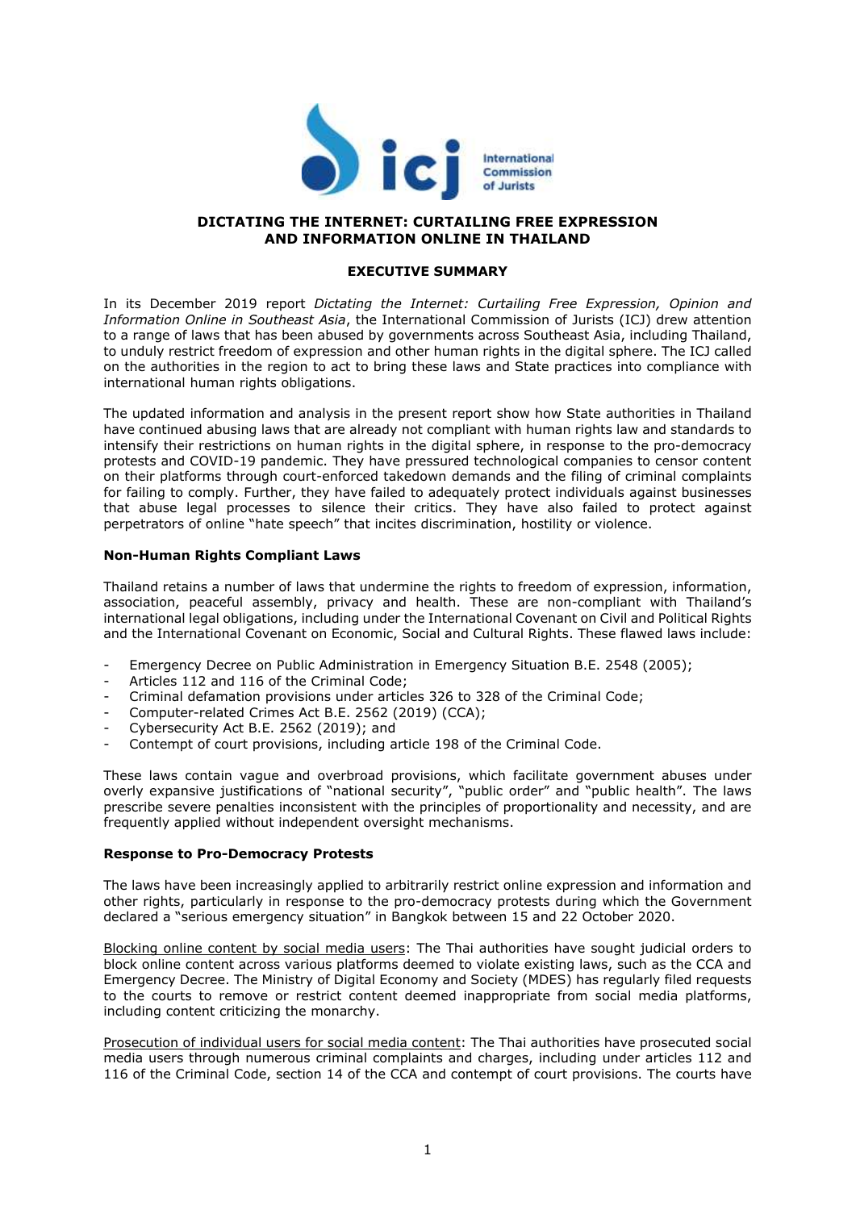# DICTATING THE INTERNET: CURTAILING FREE EXPRESSION AND INFORMATION ONLINE IN THAILAND

## EXECUTIVE SUMMARY

In its December 2019 report *Dictating the Internet: Curtailing Free Expression, Opinion and Information Online in Southeast Asia*, the International Commission of Jurists (ICJ) drew attention to a range of laws that has been abused by governments across Southeast Asia, including Thailand, to unduly restrict freedom of expression and other human rights in the digital sphere. The ICJ called on the authorities in the region to act to bring these laws and State practices into compliance with international human rights obligations.

The updated information and analysis in the present report show how State authorities in Thailand have continued abusing laws that are already not compliant with human rights law and standards to intensify their restrictions on human rights in the digital sphere, in response to the pro-democracy protests and COVID-19 pandemic. They have pressured technological companies to censor content on their platforms through court-enforced takedown demands and the filing of criminal complaints for failing to comply. Further, they have failed to adequately protect individuals against businesses that abuse legal processes to silence their critics. They have also failed to protect against perpetrators of online "hate speech" that incites discrimination, hostility or violence.

### Non-Human Rights Compliant Laws

Thailand retains a number of laws that undermine the rights to freedom of expression, information, association, peaceful assembly, privacy and health. These are non-compliant with Thailand's international legal obligations, including under the International Covenant on Civil and Political Rights and the International Covenant on Economic, Social and Cultural Rights. These flawed laws include:

- Emergency Decree on Public Administration in Emergency Situation B.E. 2548 (2005);
- Articles 112 and 116 of the Criminal Code;
- Criminal defamation provisions under articles 326 to 328 of the Criminal Code;
- Computer-related Crimes Act B.E. 2562 (2019) (CCA);
- Cybersecurity Act B.E. 2562 (2019); and
- Contempt of court provisions, including article 198 of the Criminal Code.

These laws contain vague and overbroad provisions, which facilitate government abuses under overly expansive justifications of "national security", "public order" and "public health". The laws prescribe severe penalties inconsistent with the principles of proportionality and necessity, and are frequently applied without independent oversight mechanisms.

### Response to Pro-Democracy Protests

The laws have been increasingly applied to arbitrarily restrict online expression and information and other rights, particularly in response to the pro-democracy protests during which the Government declared a "serious emergency situation" in Bangkok between 15 and 22 October 2020.

Blocking online content by social media users: The Thai authorities have sought judicial orders to block online content across various platforms deemed to violate existing laws, such as the CCA and Emergency Decree. The Ministry of Digital Economy and Society (MDES) has regularly filed requests to the courts to remove or restrict content deemed inappropriate from social media platforms, including content criticizing the monarchy.

Prosecution of individual users for social media content: The Thai authorities have prosecuted social media users through numerous criminal complaints and charges, including under articles 112 and 116 of the Criminal Code, section 14 of the CCA and contempt of court provisions. The courts have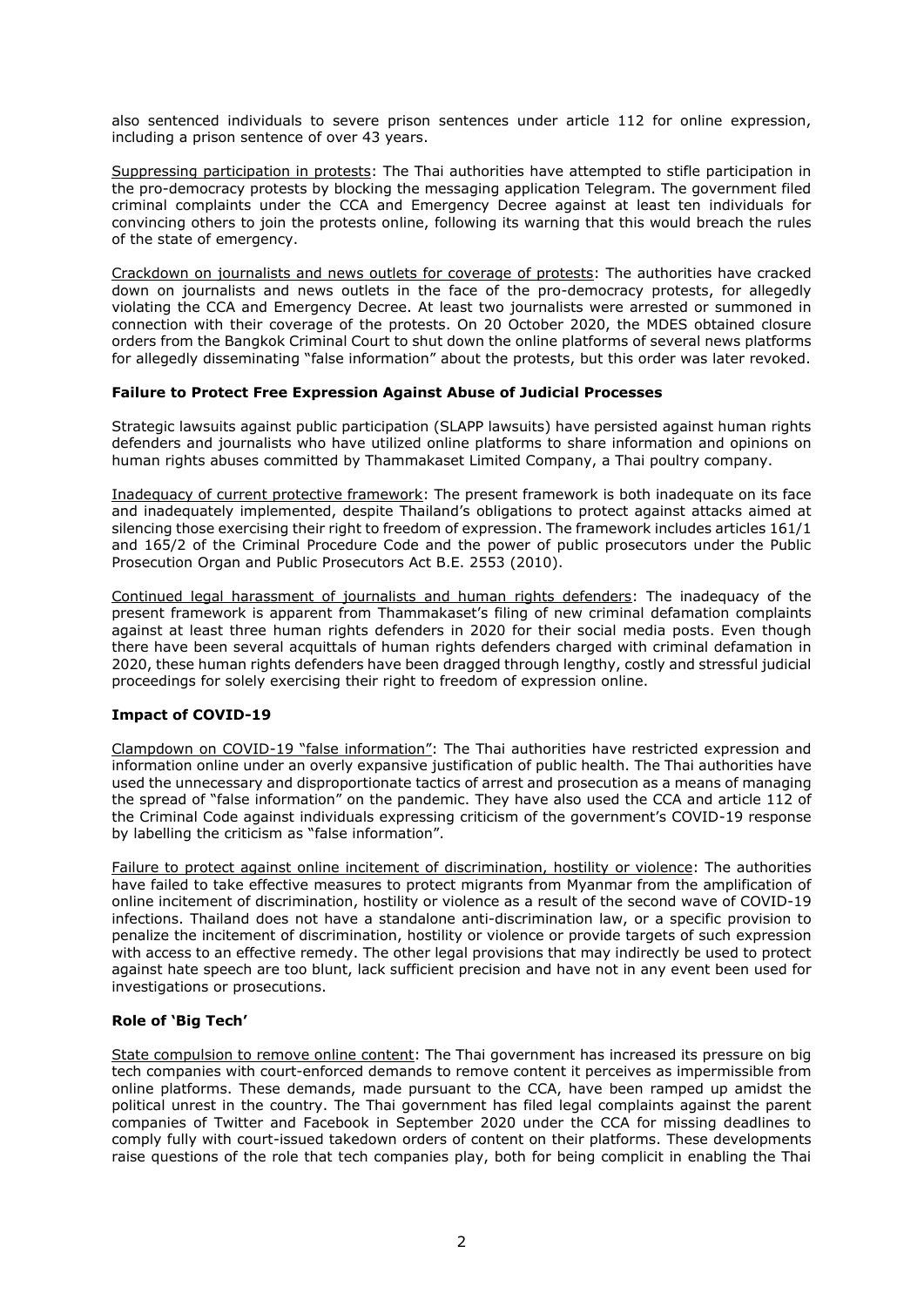also sentenced individuals to severe prison sentences under article 112 for online expression, including a prison sentence of over 43 years.

Suppressing participation in protests: The Thai authorities have attempted to stifle participation in the pro-democracy protests by blocking the messaging application Telegram. The government filed criminal complaints under the CCA and Emergency Decree against at least ten individuals for convincing others to join the protests online, following its warning that this would breach the rules of the state of emergency.

Crackdown on journalists and news outlets for coverage of protests: The authorities have cracked down on journalists and news outlets in the face of the pro-democracy protests, for allegedly violating the CCA and Emergency Decree. At least two journalists were arrested or summoned in connection with their coverage of the protests. On 20 October 2020, the MDES obtained closure orders from the Bangkok Criminal Court to shut down the online platforms of several news platforms for allegedly disseminating "false information" about the protests, but this order was later revoked.

**Failure to Protect Free Expression Against Abuse of Judicial Processes**

Strategic lawsuits against public participation (SLAPP lawsuits) have persisted against human rights defenders and journalists who have utilized online platforms to share information and opinions on human rights abuses committed by Thammakaset Limited Company, a Thai poultry company.

Inadequacy of current protective framework: The present framework is both inadequate on its face and inadequately implemented, despite Thailand's obligations to protect against attacks aimed at silencing those exercising their right to freedom of expression. The framework includes articles 161/1 and 165/2 of the Criminal Procedure Code and the power of public prosecutors under the Public Prosecution Organ and Public Prosecutors Act B.E. 2553 (2010).

Continued legal harassment of journalists and human rights defenders: The inadequacy of the present framework is apparent from Thammakaset's filing of new criminal defamation complaints against at least three human rights defenders in 2020 for their social media posts. Even though there have been several acquittals of human rights defenders charged with criminal defamation in 2020, these human rights defenders have been dragged through lengthy, costly and stressful judicial proceedings for solely exercising their right to freedom of expression online.

**Impact of COVID-19**

Clampdown on COVID-19 "false information": The Thai authorities have restricted expression and information online under an overly expansive justification of public health. The Thai authorities have used the unnecessary and disproportionate tactics of arrest and prosecution as a means of managing the spread of "false information" on the pandemic. They have also used the CCA and article 112 of the Criminal Code against individuals expressing criticism of the government's COVID-19 response by labelling the criticism as "false information".

Failure to protect against online incitement of discrimination, hostility or violence: The authorities have failed to take effective measures to protect migrants from Myanmar from the amplification of online incitement of discrimination, hostility or violence as a result of the second wave of COVID-19 infections. Thailand does not have a standalone anti-discrimination law, or a specific provision to penalize the incitement of discrimination, hostility or violence or provide targets of such expression with access to an effective remedy. The other legal provisions that may indirectly be used to protect against hate speech are too blunt, lack sufficient precision and have not in any event been used for investigations or prosecutions.

**Role of 'Big Tech'**

State compulsion to remove online content: The Thai government has increased its pressure on big tech companies with court-enforced demands to remove content it perceives as impermissible from online platforms. These demands, made pursuant to the CCA, have been ramped up amidst the political unrest in the country. The Thai government has filed legal complaints against the parent companies of Twitter and Facebook in September 2020 under the CCA for missing deadlines to comply fully with court-issued takedown orders of content on their platforms. These developments raise questions of the role that tech companies play, both for being complicit in enabling the Thai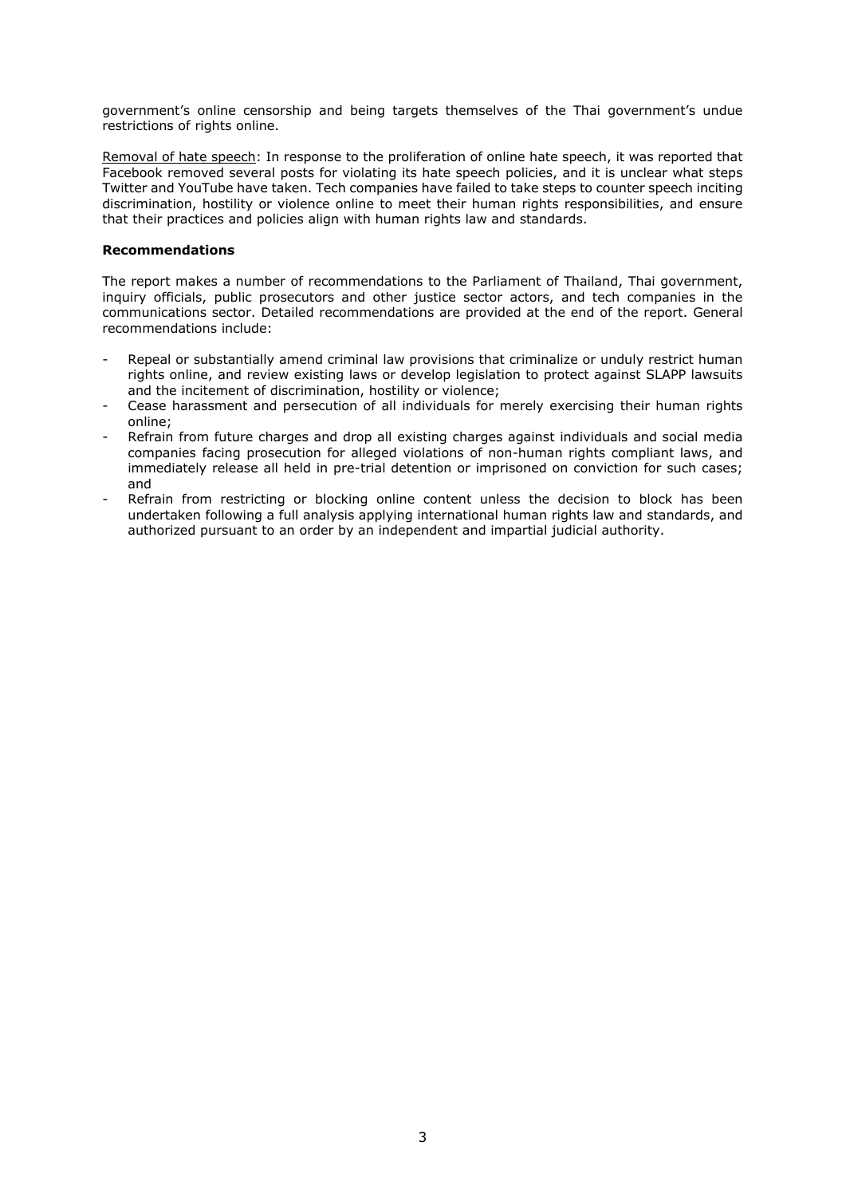government's online censorship and being targets themselves of the Thai government's undue restrictions of rights online.

<u>Removal of hate speech</u>: In response to the proliferation of online hate speech, it was reported that Facebook removed several posts for violating its hate speech policies, and it is unclear what steps Twitter and YouTube have taken. Tech companies have failed to take steps to counter speech inciting discrimination, hostility or violence online to meet their human rights responsibilities, and ensure that their practices and policies align with human rights law and standards.

**Recommendations**

The report makes a number of recommendations to the Parliament of Thailand, Thai government, inquiry officials, public prosecutors and other justice sector actors, and tech companies in the communications sector. Detailed recommendations are provided at the end of the report. General recommendations include:

- Repeal or substantially amend criminal law provisions that criminalize or unduly restrict human rights online, and review existing laws or develop legislation to protect against SLAPP lawsuits and the incitement of discrimination, hostility or violence;
- Cease harassment and persecution of all individuals for merely exercising their human rights online;
- Refrain from future charges and drop all existing charges against individuals and social media companies facing prosecution for alleged violations of non-human rights compliant laws, and immediately release all held in pre-trial detention or imprisoned on conviction for such cases; and
- Refrain from restricting or blocking online content unless the decision to block has been undertaken following a full analysis applying international human rights law and standards, and authorized pursuant to an order by an independent and impartial judicial authority.